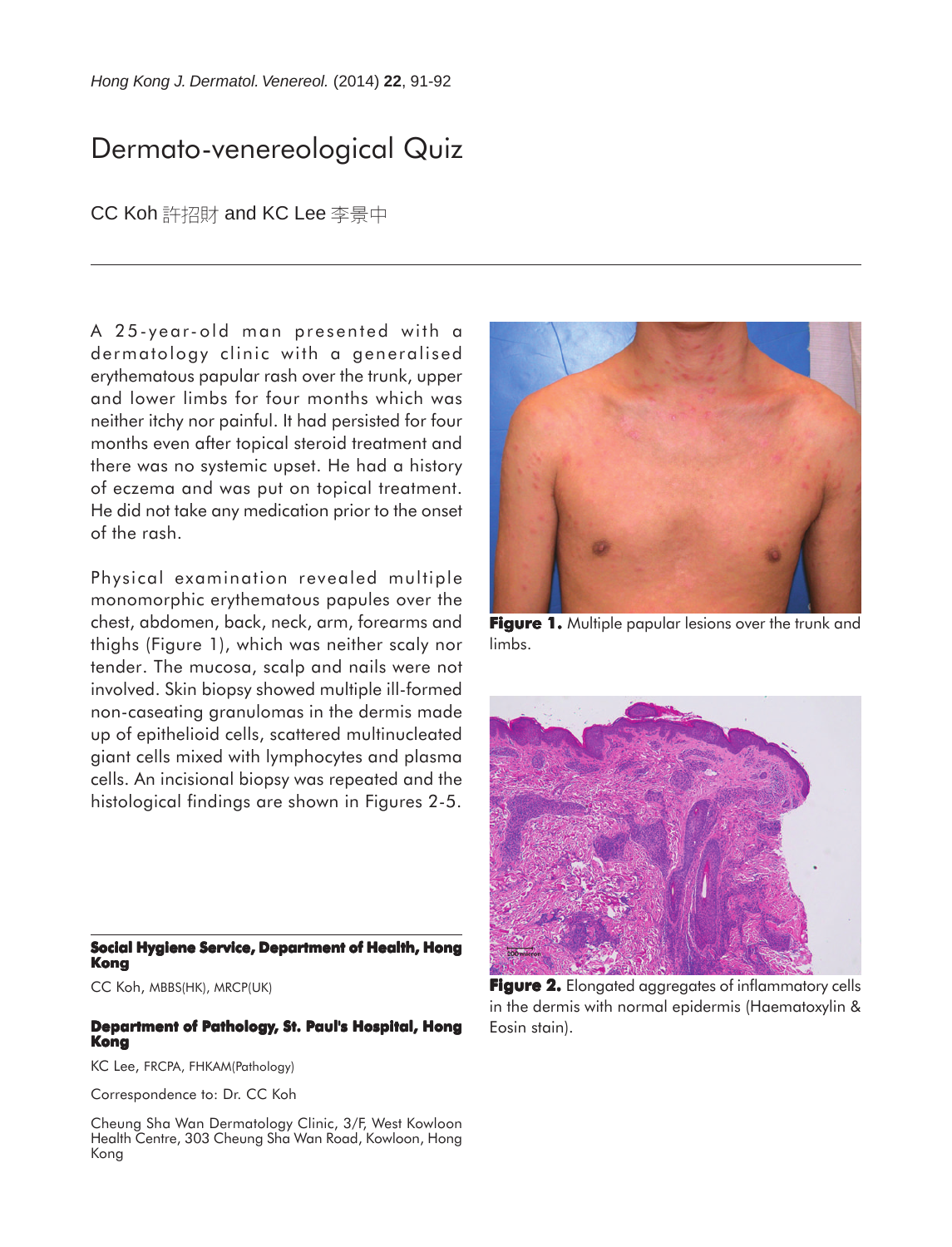# Dermato-venereological Quiz

CC Koh 許招財 and KC Lee 李景中

A 25-year-old man presented with a dermatology clinic with a generalised erythematous papular rash over the trunk, upper and lower limbs for four months which was neither itchy nor painful. It had persisted for four months even after topical steroid treatment and there was no systemic upset. He had a history of eczema and was put on topical treatment. He did not take any medication prior to the onset of the rash.

Physical examination revealed multiple monomorphic erythematous papules over the chest, abdomen, back, neck, arm, forearms and thighs (Figure 1), which was neither scaly nor tender. The mucosa, scalp and nails were not involved. Skin biopsy showed multiple ill-formed non-caseating granulomas in the dermis made up of epithelioid cells, scattered multinucleated giant cells mixed with lymphocytes and plasma cells. An incisional biopsy was repeated and the histological findings are shown in Figures 2-5.

**Figure 1.** Multiple papular lesions over the trunk and limbs.

**Figure 2.** Elongated aggregates of inflammatory cells in the dermis with normal epidermis (Haematoxylin & Eosin stain).

---

**Social Hygiene Service, Department of Health, Hong Kong**

CC Koh, MBBS(HK), MRCP(UK)

**Department of Pathology, St. Paul's Hospital, Hong Kong**

KC Lee, FRCPA, FHKAM(Pathology)

Correspondence to: Dr. CC Koh

Cheung Sha Wan Dermatology Clinic, 3/F, West Kowloon Health Centre, 303 Cheung Sha Wan Road, Kowloon, Hong Kong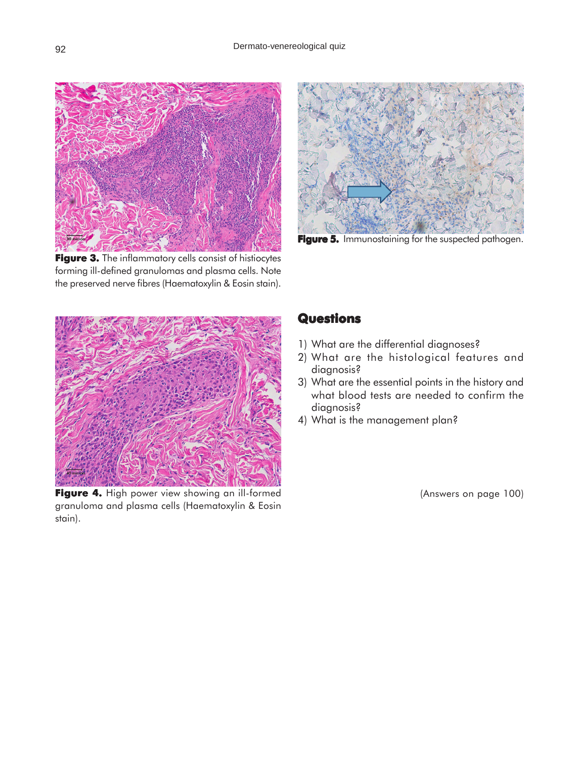**Figure 3.** The inflammatory cells consist of histiocytes forming ill-defined granulomas and plasma cells. Note the preserved nerve fibres (Haematoxylin & Eosin stain).

**Figure 5.** Immunostaining for the suspected pathogen.

**Figure 4.** High power view showing an ill-formed granuloma and plasma cells (Haematoxylin & Eosin stain).

## Questions

1) What are the differential diagnoses?
2) What are the histological features and diagnosis?
3) What are the essential points in the history and what blood tests are needed to confirm the diagnosis?
4) What is the management plan?

(Answers on page 100)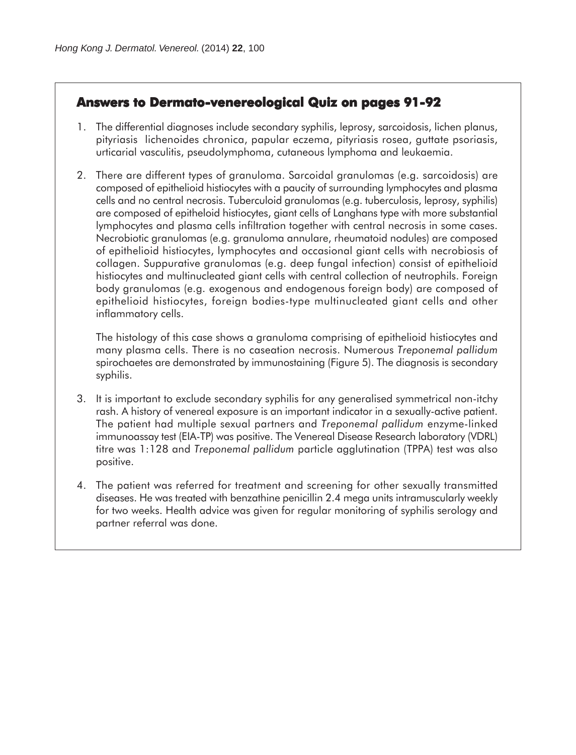## Answers to Dermato-venereological Quiz on pages 91-92

1. The differential diagnoses include secondary syphilis, leprosy, sarcoidosis, lichen planus, pityriasis lichenoides chronica, papular eczema, pityriasis rosea, guttate psoriasis, urticarial vasculitis, pseudolymphoma, cutaneous lymphoma and leukaemia.

2. There are different types of granuloma. Sarcoidal granulomas (e.g. sarcoidosis) are composed of epithelioid histiocytes with a paucity of surrounding lymphocytes and plasma cells and no central necrosis. Tuberculoid granulomas (e.g. tuberculosis, leprosy, syphilis) are composed of epitheloid histiocytes, giant cells of Langhans type with more substantial lymphocytes and plasma cells infiltration together with central necrosis in some cases. Necrobiotic granulomas (e.g. granuloma annulare, rheumatoid nodules) are composed of epithelioid histiocytes, lymphocytes and occasional giant cells with necrobiosis of collagen. Suppurative granulomas (e.g. deep fungal infection) consist of epithelioid histiocytes and multinucleated giant cells with central collection of neutrophils. Foreign body granulomas (e.g. exogenous and endogenous foreign body) are composed of epithelioid histiocytes, foreign bodies-type multinucleated giant cells and other inflammatory cells.

   The histology of this case shows a granuloma comprising of epithelioid histiocytes and many plasma cells. There is no caseation necrosis. Numerous *Treponemal pallidum* spirochaetes are demonstrated by immunostaining (Figure 5). The diagnosis is secondary syphilis.

3. It is important to exclude secondary syphilis for any generalised symmetrical non-itchy rash. A history of venereal exposure is an important indicator in a sexually-active patient. The patient had multiple sexual partners and *Treponemal pallidum* enzyme-linked immunoassay test (EIA-TP) was positive. The Venereal Disease Research laboratory (VDRL) titre was 1:128 and *Treponemal pallidum* particle agglutination (TPPA) test was also positive.

4. The patient was referred for treatment and screening for other sexually transmitted diseases. He was treated with benzathine penicillin 2.4 mega units intramuscularly weekly for two weeks. Health advice was given for regular monitoring of syphilis serology and partner referral was done.